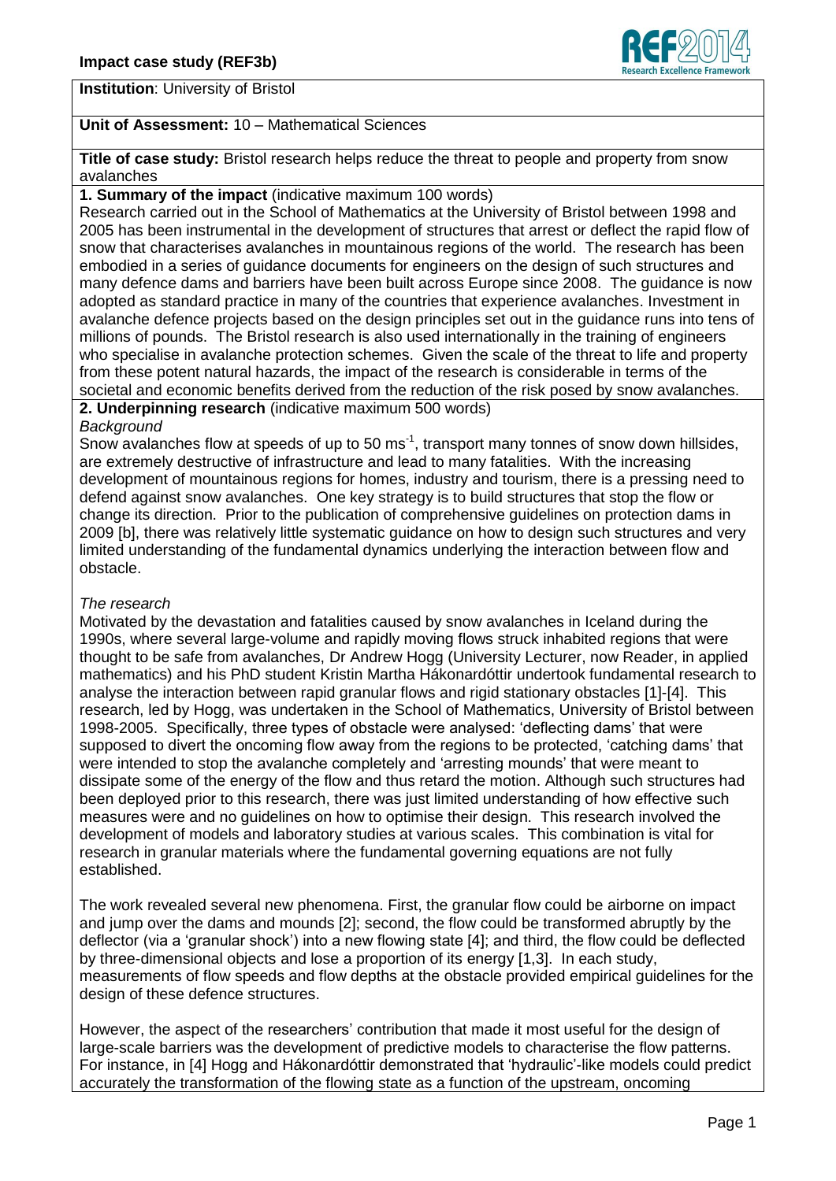**Impact case study (REF3b)**

**Institution**: University of Bristol

**Unit of Assessment:** 10 – Mathematical Sciences

**Title of case study:** Bristol research helps reduce the threat to people and property from snow avalanches

## 1. Summary of the impact (indicative maximum 100 words)

Research carried out in the School of Mathematics at the University of Bristol between 1998 and 2005 has been instrumental in the development of structures that arrest or deflect the rapid flow of snow that characterises avalanches in mountainous regions of the world. The research has been embodied in a series of guidance documents for engineers on the design of such structures and many defence dams and barriers have been built across Europe since 2008. The guidance is now adopted as standard practice in many of the countries that experience avalanches. Investment in avalanche defence projects based on the design principles set out in the guidance runs into tens of millions of pounds. The Bristol research is also used internationally in the training of engineers who specialise in avalanche protection schemes. Given the scale of the threat to life and property from these potent natural hazards, the impact of the research is considerable in terms of the societal and economic benefits derived from the reduction of the risk posed by snow avalanches.

## 2. Underpinning research (indicative maximum 500 words)

*Background*

Snow avalanches flow at speeds of up to 50 $ms^{-1}$, transport many tonnes of snow down hillsides, are extremely destructive of infrastructure and lead to many fatalities. With the increasing development of mountainous regions for homes, industry and tourism, there is a pressing need to defend against snow avalanches. One key strategy is to build structures that stop the flow or change its direction. Prior to the publication of comprehensive guidelines on protection dams in 2009 [b], there was relatively little systematic guidance on how to design such structures and very limited understanding of the fundamental dynamics underlying the interaction between flow and obstacle.

*The research*

Motivated by the devastation and fatalities caused by snow avalanches in Iceland during the 1990s, where several large-volume and rapidly moving flows struck inhabited regions that were thought to be safe from avalanches, Dr Andrew Hogg (University Lecturer, now Reader, in applied mathematics) and his PhD student Kristin Martha Hákonardóttir undertook fundamental research to analyse the interaction between rapid granular flows and rigid stationary obstacles [1]-[4]. This research, led by Hogg, was undertaken in the School of Mathematics, University of Bristol between 1998-2005. Specifically, three types of obstacle were analysed: 'deflecting dams' that were supposed to divert the oncoming flow away from the regions to be protected, 'catching dams' that were intended to stop the avalanche completely and 'arresting mounds' that were meant to dissipate some of the energy of the flow and thus retard the motion. Although such structures had been deployed prior to this research, there was just limited understanding of how effective such measures were and no guidelines on how to optimise their design. This research involved the development of models and laboratory studies at various scales. This combination is vital for research in granular materials where the fundamental governing equations are not fully established.

The work revealed several new phenomena. First, the granular flow could be airborne on impact and jump over the dams and mounds [2]; second, the flow could be transformed abruptly by the deflector (via a 'granular shock') into a new flowing state [4]; and third, the flow could be deflected by three-dimensional objects and lose a proportion of its energy [1,3]. In each study, measurements of flow speeds and flow depths at the obstacle provided empirical guidelines for the design of these defence structures.

However, the aspect of the researchers' contribution that made it most useful for the design of large-scale barriers was the development of predictive models to characterise the flow patterns. For instance, in [4] Hogg and Hákonardóttir demonstrated that 'hydraulic'-like models could predict accurately the transformation of the flowing state as a function of the upstream, oncoming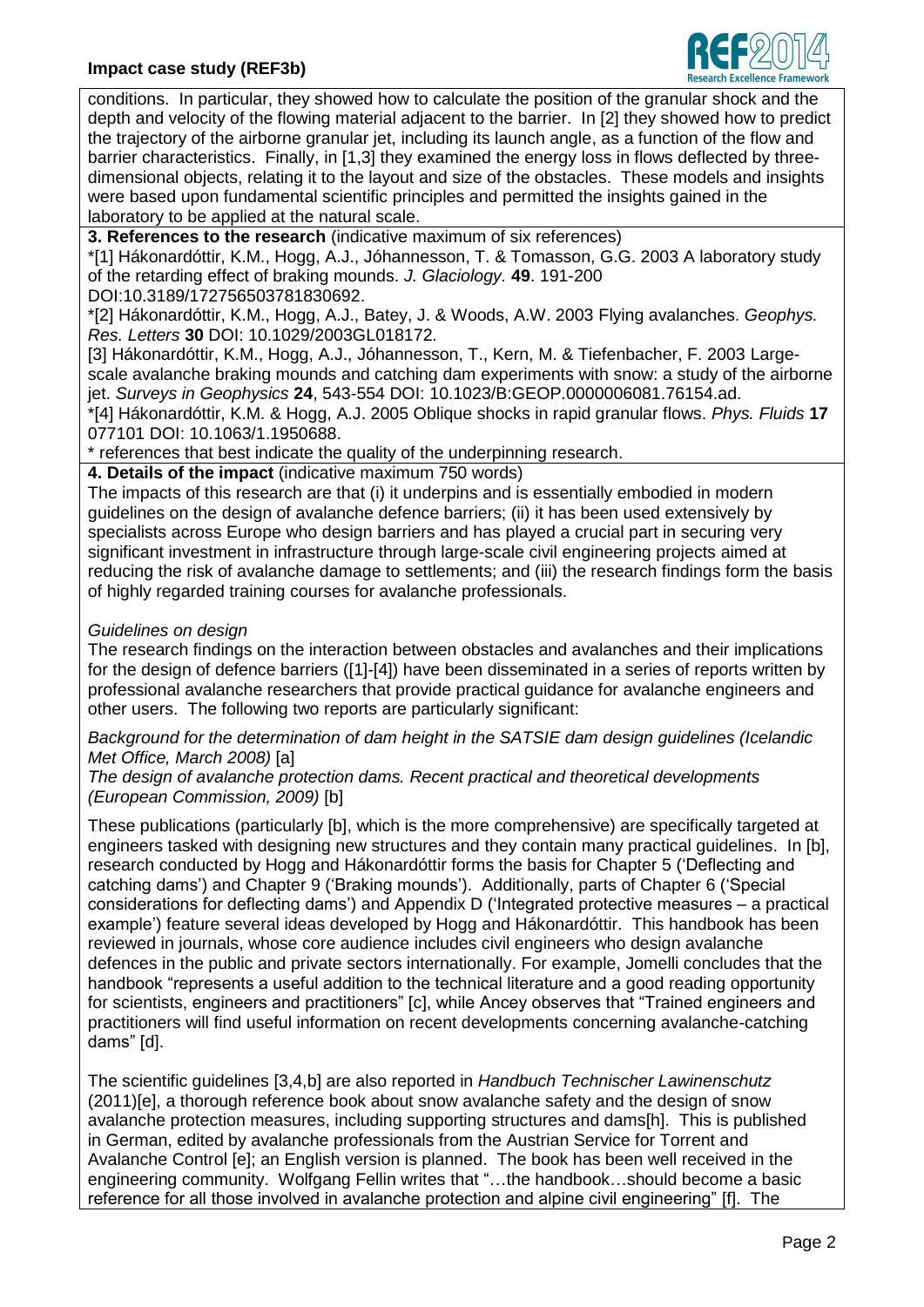conditions. In particular, they showed how to calculate the position of the granular shock and the depth and velocity of the flowing material adjacent to the barrier. In [2] they showed how to predict the trajectory of the airborne granular jet, including its launch angle, as a function of the flow and barrier characteristics. Finally, in [1,3] they examined the energy loss in flows deflected by three-dimensional objects, relating it to the layout and size of the obstacles. These models and insights were based upon fundamental scientific principles and permitted the insights gained in the laboratory to be applied at the natural scale.

**3. References to the research** (indicative maximum of six references)

*[1] Hákonardóttir, K.M., Hogg, A.J., Jóhannesson, T. & Tomasson, G.G. 2003 A laboratory study of the retarding effect of braking mounds. *J. Glaciology.* **49**. 191-200 DOI:10.3189/172756503781830692.

*[2] Hákonardóttir, K.M., Hogg, A.J., Batey, J. & Woods, A.W. 2003 Flying avalanches. *Geophys. Res. Letters* **30** DOI: 10.1029/2003GL018172.

[3] Hákonardóttir, K.M., Hogg, A.J., Jóhannesson, T., Kern, M. & Tiefenbacher, F. 2003 Large-scale avalanche braking mounds and catching dam experiments with snow: a study of the airborne jet. *Surveys in Geophysics* **24**, 543-554 DOI: 10.1023/B:GEOP.0000006081.76154.ad.

*[4] Hákonardóttir, K.M. & Hogg, A.J. 2005 Oblique shocks in rapid granular flows. *Phys. Fluids* **17** 077101 DOI: 10.1063/1.1950688.

* references that best indicate the quality of the underpinning research.

**4. Details of the impact** (indicative maximum 750 words)

The impacts of this research are that (i) it underpins and is essentially embodied in modern guidelines on the design of avalanche defence barriers; (ii) it has been used extensively by specialists across Europe who design barriers and has played a crucial part in securing very significant investment in infrastructure through large-scale civil engineering projects aimed at reducing the risk of avalanche damage to settlements; and (iii) the research findings form the basis of highly regarded training courses for avalanche professionals.

*Guidelines on design*

The research findings on the interaction between obstacles and avalanches and their implications for the design of defence barriers ([1]-[4]) have been disseminated in a series of reports written by professional avalanche researchers that provide practical guidance for avalanche engineers and other users. The following two reports are particularly significant:

*Background for the determination of dam height in the SATSIE dam design guidelines (Icelandic Met Office, March 2008)* [a]
*The design of avalanche protection dams. Recent practical and theoretical developments (European Commission, 2009)* [b]

These publications (particularly [b], which is the more comprehensive) are specifically targeted at engineers tasked with designing new structures and they contain many practical guidelines. In [b], research conducted by Hogg and Hákonardóttir forms the basis for Chapter 5 ('Deflecting and catching dams') and Chapter 9 ('Braking mounds'). Additionally, parts of Chapter 6 ('Special considerations for deflecting dams') and Appendix D ('Integrated protective measures – a practical example') feature several ideas developed by Hogg and Hákonardóttir. This handbook has been reviewed in journals, whose core audience includes civil engineers who design avalanche defences in the public and private sectors internationally. For example, Jomelli concludes that the handbook "represents a useful addition to the technical literature and a good reading opportunity for scientists, engineers and practitioners" [c], while Ancey observes that "Trained engineers and practitioners will find useful information on recent developments concerning avalanche-catching dams" [d].

The scientific guidelines [3,4,b] are also reported in *Handbuch Technischer Lawinenschutz* (2011)[e], a thorough reference book about snow avalanche safety and the design of snow avalanche protection measures, including supporting structures and dams[h]. This is published in German, edited by avalanche professionals from the Austrian Service for Torrent and Avalanche Control [e]; an English version is planned. The book has been well received in the engineering community. Wolfgang Fellin writes that "…the handbook…should become a basic reference for all those involved in avalanche protection and alpine civil engineering" [f]. The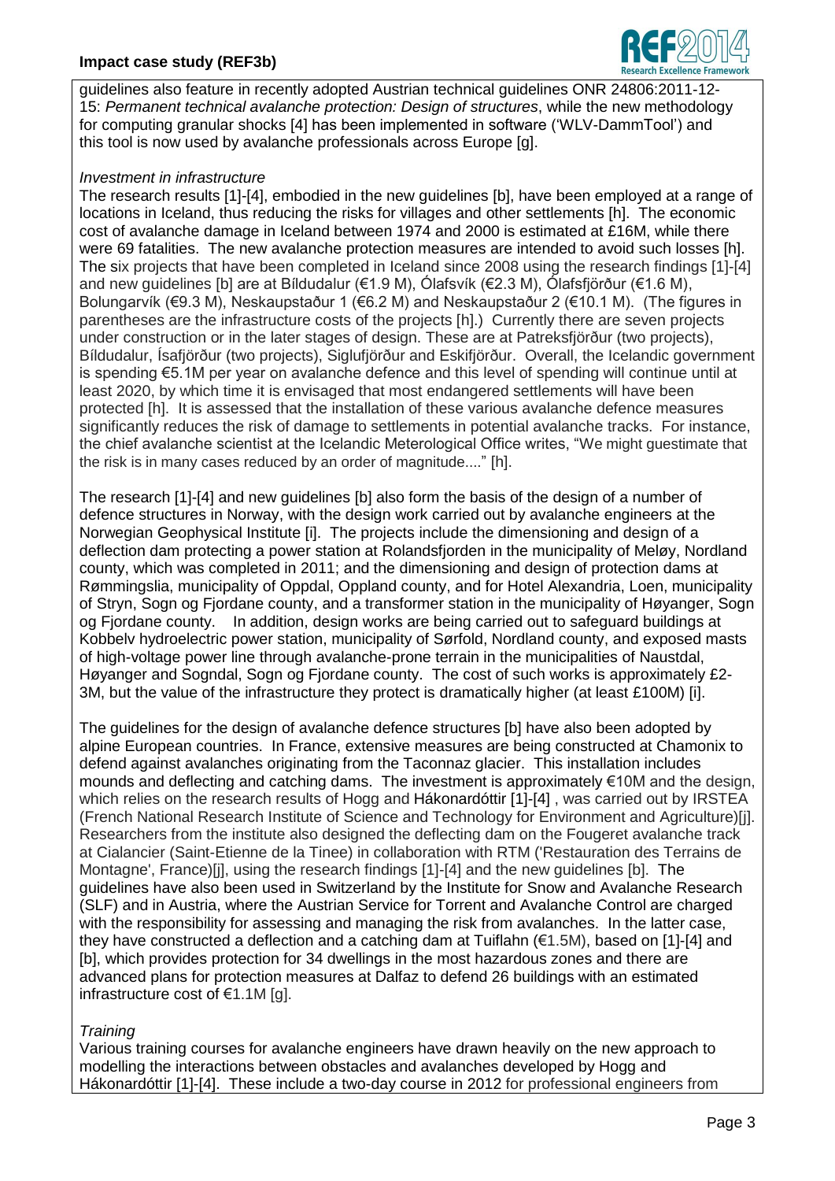guidelines also feature in recently adopted Austrian technical guidelines ONR 24806:2011-12-15: *Permanent technical avalanche protection: Design of structures*, while the new methodology for computing granular shocks [4] has been implemented in software ('WLV-DammTool') and this tool is now used by avalanche professionals across Europe [g].

*Investment in infrastructure*

The research results [1]-[4], embodied in the new guidelines [b], have been employed at a range of locations in Iceland, thus reducing the risks for villages and other settlements [h]. The economic cost of avalanche damage in Iceland between 1974 and 2000 is estimated at £16M, while there were 69 fatalities. The new avalanche protection measures are intended to avoid such losses [h]. The six projects that have been completed in Iceland since 2008 using the research findings [1]-[4] and new guidelines [b] are at Bíldudalur (€1.9 M), Ólafsvík (€2.3 M), Ólafsfjörður (€1.6 M), Bolungarvík (€9.3 M), Neskaupstaður 1 (€6.2 M) and Neskaupstaður 2 (€10.1 M). (The figures in parentheses are the infrastructure costs of the projects [h].) Currently there are seven projects under construction or in the later stages of design. These are at Patreksfjörður (two projects), Bíldudalur, Ísafjörður (two projects), Siglufjörður and Eskifjörður. Overall, the Icelandic government is spending €5.1M per year on avalanche defence and this level of spending will continue until at least 2020, by which time it is envisaged that most endangered settlements will have been protected [h]. It is assessed that the installation of these various avalanche defence measures significantly reduces the risk of damage to settlements in potential avalanche tracks. For instance, the chief avalanche scientist at the Icelandic Meterological Office writes, "We might guestimate that the risk is in many cases reduced by an order of magnitude...." [h].

The research [1]-[4] and new guidelines [b] also form the basis of the design of a number of defence structures in Norway, with the design work carried out by avalanche engineers at the Norwegian Geophysical Institute [i]. The projects include the dimensioning and design of a deflection dam protecting a power station at Rolandsfjorden in the municipality of Meløy, Nordland county, which was completed in 2011; and the dimensioning and design of protection dams at Rømmingslia, municipality of Oppdal, Oppland county, and for Hotel Alexandria, Loen, municipality of Stryn, Sogn og Fjordane county, and a transformer station in the municipality of Høyanger, Sogn og Fjordane county. In addition, design works are being carried out to safeguard buildings at Kobbelv hydroelectric power station, municipality of Sørfold, Nordland county, and exposed masts of high-voltage power line through avalanche-prone terrain in the municipalities of Naustdal, Høyanger and Sogndal, Sogn og Fjordane county. The cost of such works is approximately £2-3M, but the value of the infrastructure they protect is dramatically higher (at least £100M) [i].

The guidelines for the design of avalanche defence structures [b] have also been adopted by alpine European countries. In France, extensive measures are being constructed at Chamonix to defend against avalanches originating from the Taconnaz glacier. This installation includes mounds and deflecting and catching dams. The investment is approximately €10M and the design, which relies on the research results of Hogg and Hákonardóttir [1]-[4] , was carried out by IRSTEA (French National Research Institute of Science and Technology for Environment and Agriculture)[j]. Researchers from the institute also designed the deflecting dam on the Fougeret avalanche track at Cialancier (Saint-Etienne de la Tinee) in collaboration with RTM ('Restauration des Terrains de Montagne', France)[j], using the research findings [1]-[4] and the new guidelines [b]. The guidelines have also been used in Switzerland by the Institute for Snow and Avalanche Research (SLF) and in Austria, where the Austrian Service for Torrent and Avalanche Control are charged with the responsibility for assessing and managing the risk from avalanches. In the latter case, they have constructed a deflection and a catching dam at Tuiflahn (€1.5M), based on [1]-[4] and [b], which provides protection for 34 dwellings in the most hazardous zones and there are advanced plans for protection measures at Dalfaz to defend 26 buildings with an estimated infrastructure cost of €1.1M [g].

*Training*

Various training courses for avalanche engineers have drawn heavily on the new approach to modelling the interactions between obstacles and avalanches developed by Hogg and Hákonardóttir [1]-[4]. These include a two-day course in 2012 for professional engineers from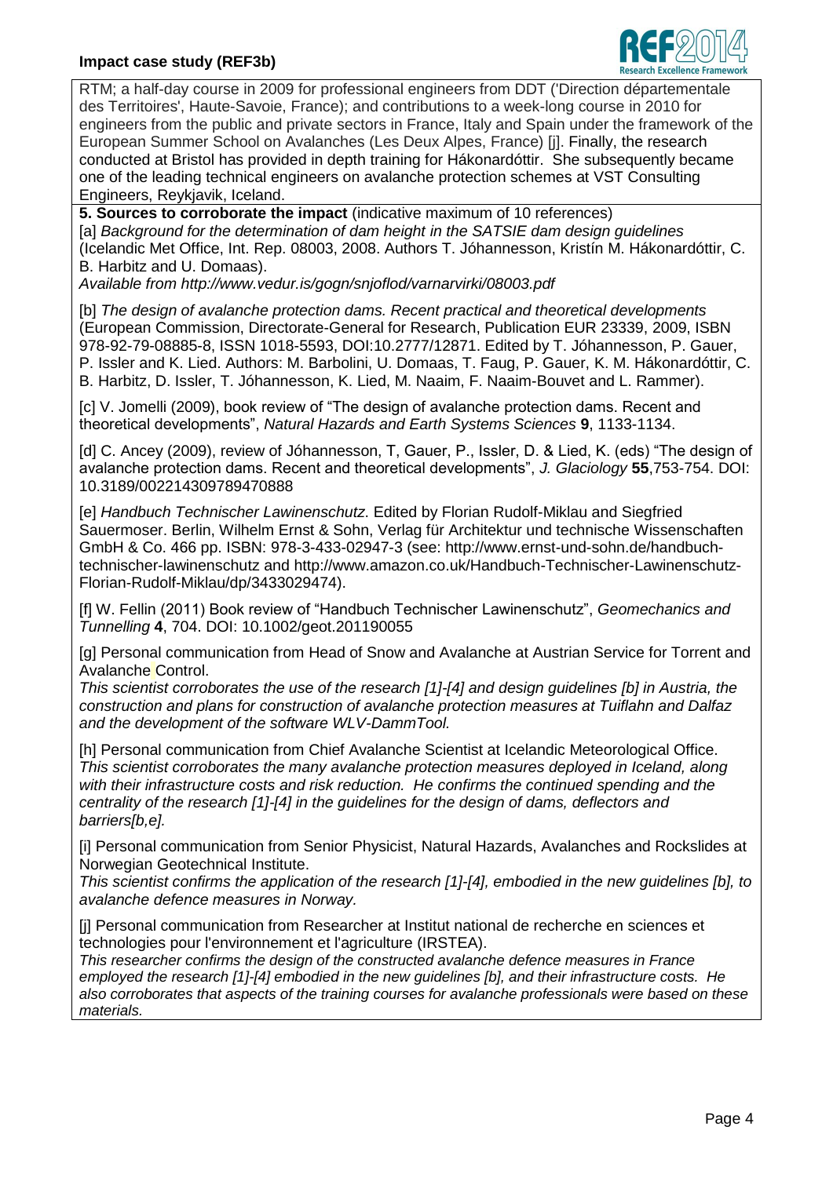RTM; a half-day course in 2009 for professional engineers from DDT ('Direction départementale des Territoires', Haute-Savoie, France); and contributions to a week-long course in 2010 for engineers from the public and private sectors in France, Italy and Spain under the framework of the European Summer School on Avalanches (Les Deux Alpes, France) [j]. Finally, the research conducted at Bristol has provided in depth training for Hákonardóttir. She subsequently became one of the leading technical engineers on avalanche protection schemes at VST Consulting Engineers, Reykjavik, Iceland.

**5. Sources to corroborate the impact** (indicative maximum of 10 references)

[a] *Background for the determination of dam height in the SATSIE dam design guidelines* (Icelandic Met Office, Int. Rep. 08003, 2008. Authors T. Jóhannesson, Kristín M. Hákonardóttir, C. B. Harbitz and U. Domaas).
*Available from http://www.vedur.is/gogn/snjoflod/varnarvirki/08003.pdf*

[b] *The design of avalanche protection dams. Recent practical and theoretical developments* (European Commission, Directorate-General for Research, Publication EUR 23339, 2009, ISBN 978-92-79-08885-8, ISSN 1018-5593, DOI:10.2777/12871. Edited by T. Jóhannesson, P. Gauer, P. Issler and K. Lied. Authors: M. Barbolini, U. Domaas, T. Faug, P. Gauer, K. M. Hákonardóttir, C. B. Harbitz, D. Issler, T. Jóhannesson, K. Lied, M. Naaim, F. Naaim-Bouvet and L. Rammer).

[c] V. Jomelli (2009), book review of "The design of avalanche protection dams. Recent and theoretical developments", *Natural Hazards and Earth Systems Sciences* **9**, 1133-1134.

[d] C. Ancey (2009), review of Jóhannesson, T, Gauer, P., Issler, D. & Lied, K. (eds) "The design of avalanche protection dams. Recent and theoretical developments", *J. Glaciology* **55**,753-754. DOI: 10.3189/002214309789470888

[e] *Handbuch Technischer Lawinenschutz*. Edited by Florian Rudolf-Miklau and Siegfried Sauermoser. Berlin, Wilhelm Ernst & Sohn, Verlag für Architektur und technische Wissenschaften GmbH & Co. 466 pp. ISBN: 978-3-433-02947-3 (see: http://www.ernst-und-sohn.de/handbuch-technischer-lawinenschutz and http://www.amazon.co.uk/Handbuch-Technischer-Lawinenschutz-Florian-Rudolf-Miklau/dp/3433029474).

[f] W. Fellin (2011) Book review of "Handbuch Technischer Lawinenschutz", *Geomechanics and Tunnelling* **4**, 704. DOI: 10.1002/geot.201190055

[g] Personal communication from Head of Snow and Avalanche at Austrian Service for Torrent and Avalanche Control.
*This scientist corroborates the use of the research [1]-[4] and design guidelines [b] in Austria, the construction and plans for construction of avalanche protection measures at Tuiflahn and Dalfaz and the development of the software WLV-DammTool.*

[h] Personal communication from Chief Avalanche Scientist at Icelandic Meteorological Office.
*This scientist corroborates the many avalanche protection measures deployed in Iceland, along with their infrastructure costs and risk reduction. He confirms the continued spending and the centrality of the research [1]-[4] in the guidelines for the design of dams, deflectors and barriers[b,e].*

[i] Personal communication from Senior Physicist, Natural Hazards, Avalanches and Rockslides at Norwegian Geotechnical Institute.
*This scientist confirms the application of the research [1]-[4], embodied in the new guidelines [b], to avalanche defence measures in Norway.*

[j] Personal communication from Researcher at Institut national de recherche en sciences et technologies pour l'environnement et l'agriculture (IRSTEA).
*This researcher confirms the design of the constructed avalanche defence measures in France employed the research [1]-[4] embodied in the new guidelines [b], and their infrastructure costs. He also corroborates that aspects of the training courses for avalanche professionals were based on these materials.*